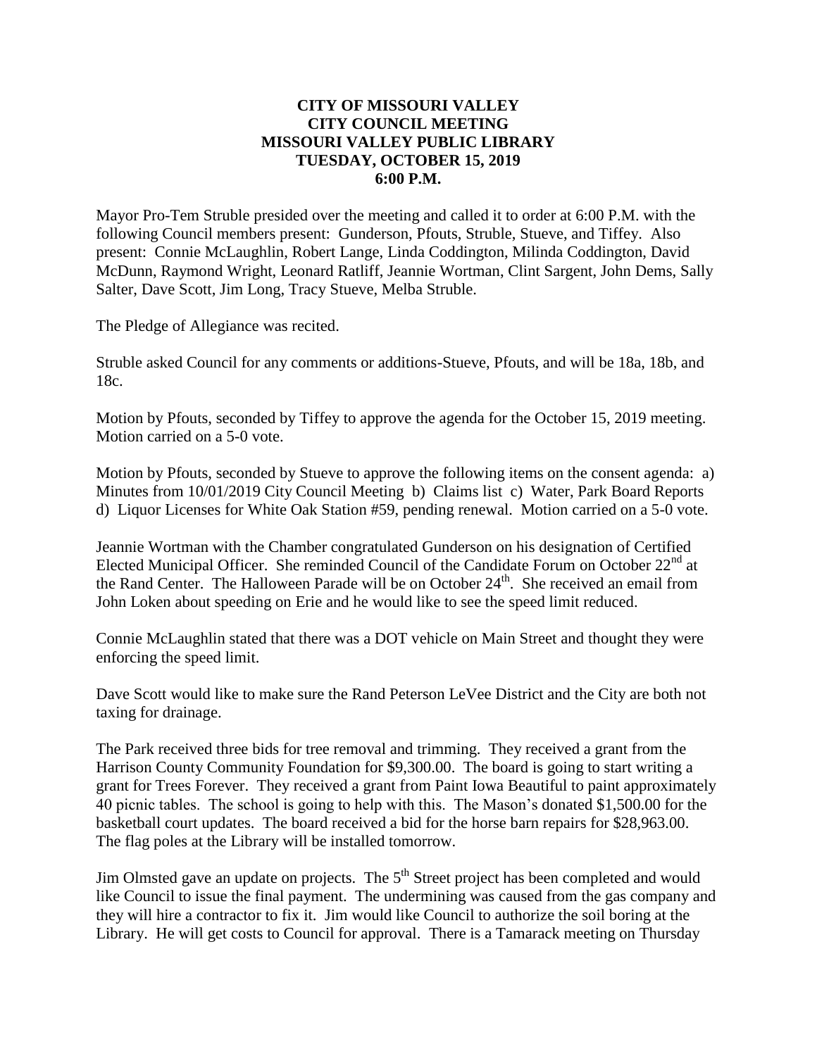**CITY OF MISSOURI VALLEY**
**CITY COUNCIL MEETING**
**MISSOURI VALLEY PUBLIC LIBRARY**
**TUESDAY, OCTOBER 15, 2019**
**6:00 P.M.**

Mayor Pro-Tem Struble presided over the meeting and called it to order at 6:00 P.M. with the following Council members present: Gunderson, Pfouts, Struble, Stueve, and Tiffey. Also present: Connie McLaughlin, Robert Lange, Linda Coddington, Milinda Coddington, David McDunn, Raymond Wright, Leonard Ratliff, Jeannie Wortman, Clint Sargent, John Dems, Sally Salter, Dave Scott, Jim Long, Tracy Stueve, Melba Struble.

The Pledge of Allegiance was recited.

Struble asked Council for any comments or additions-Stueve, Pfouts, and will be 18a, 18b, and 18c.

Motion by Pfouts, seconded by Tiffey to approve the agenda for the October 15, 2019 meeting. Motion carried on a 5-0 vote.

Motion by Pfouts, seconded by Stueve to approve the following items on the consent agenda: a) Minutes from 10/01/2019 City Council Meeting b) Claims list c) Water, Park Board Reports d) Liquor Licenses for White Oak Station #59, pending renewal. Motion carried on a 5-0 vote.

Jeannie Wortman with the Chamber congratulated Gunderson on his designation of Certified Elected Municipal Officer. She reminded Council of the Candidate Forum on October 22nd at the Rand Center. The Halloween Parade will be on October 24th. She received an email from John Loken about speeding on Erie and he would like to see the speed limit reduced.

Connie McLaughlin stated that there was a DOT vehicle on Main Street and thought they were enforcing the speed limit.

Dave Scott would like to make sure the Rand Peterson LeVee District and the City are both not taxing for drainage.

The Park received three bids for tree removal and trimming. They received a grant from the Harrison County Community Foundation for $9,300.00. The board is going to start writing a grant for Trees Forever. They received a grant from Paint Iowa Beautiful to paint approximately 40 picnic tables. The school is going to help with this. The Mason's donated $1,500.00 for the basketball court updates. The board received a bid for the horse barn repairs for $28,963.00. The flag poles at the Library will be installed tomorrow.

Jim Olmsted gave an update on projects. The 5th Street project has been completed and would like Council to issue the final payment. The undermining was caused from the gas company and they will hire a contractor to fix it. Jim would like Council to authorize the soil boring at the Library. He will get costs to Council for approval. There is a Tamarack meeting on Thursday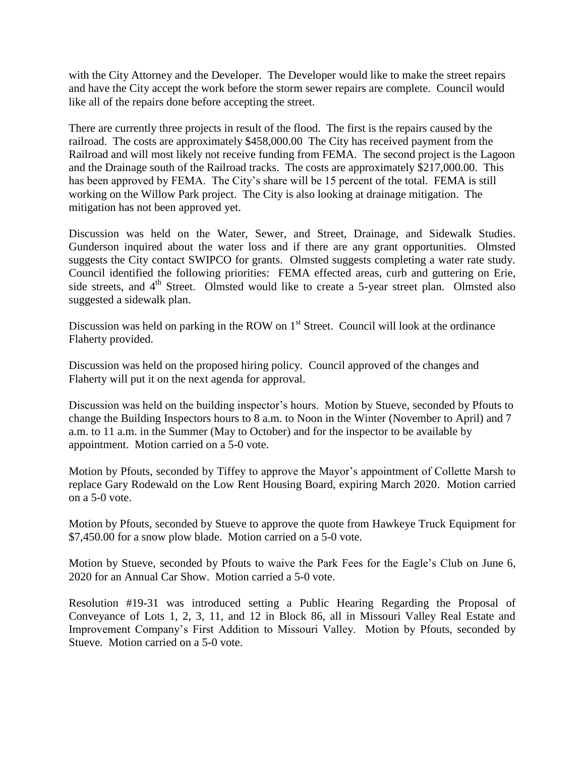with the City Attorney and the Developer. The Developer would like to make the street repairs and have the City accept the work before the storm sewer repairs are complete. Council would like all of the repairs done before accepting the street.

There are currently three projects in result of the flood. The first is the repairs caused by the railroad. The costs are approximately $458,000.00 The City has received payment from the Railroad and will most likely not receive funding from FEMA. The second project is the Lagoon and the Drainage south of the Railroad tracks. The costs are approximately $217,000.00. This has been approved by FEMA. The City's share will be 15 percent of the total. FEMA is still working on the Willow Park project. The City is also looking at drainage mitigation. The mitigation has not been approved yet.

Discussion was held on the Water, Sewer, and Street, Drainage, and Sidewalk Studies. Gunderson inquired about the water loss and if there are any grant opportunities. Olmsted suggests the City contact SWIPCO for grants. Olmsted suggests completing a water rate study. Council identified the following priorities: FEMA effected areas, curb and guttering on Erie, side streets, and 4th Street. Olmsted would like to create a 5-year street plan. Olmsted also suggested a sidewalk plan.

Discussion was held on parking in the ROW on 1st Street. Council will look at the ordinance Flaherty provided.

Discussion was held on the proposed hiring policy. Council approved of the changes and Flaherty will put it on the next agenda for approval.

Discussion was held on the building inspector's hours. Motion by Stueve, seconded by Pfouts to change the Building Inspectors hours to 8 a.m. to Noon in the Winter (November to April) and 7 a.m. to 11 a.m. in the Summer (May to October) and for the inspector to be available by appointment. Motion carried on a 5-0 vote.

Motion by Pfouts, seconded by Tiffey to approve the Mayor's appointment of Collette Marsh to replace Gary Rodewald on the Low Rent Housing Board, expiring March 2020. Motion carried on a 5-0 vote.

Motion by Pfouts, seconded by Stueve to approve the quote from Hawkeye Truck Equipment for $7,450.00 for a snow plow blade. Motion carried on a 5-0 vote.

Motion by Stueve, seconded by Pfouts to waive the Park Fees for the Eagle's Club on June 6, 2020 for an Annual Car Show. Motion carried a 5-0 vote.

Resolution #19-31 was introduced setting a Public Hearing Regarding the Proposal of Conveyance of Lots 1, 2, 3, 11, and 12 in Block 86, all in Missouri Valley Real Estate and Improvement Company's First Addition to Missouri Valley. Motion by Pfouts, seconded by Stueve. Motion carried on a 5-0 vote.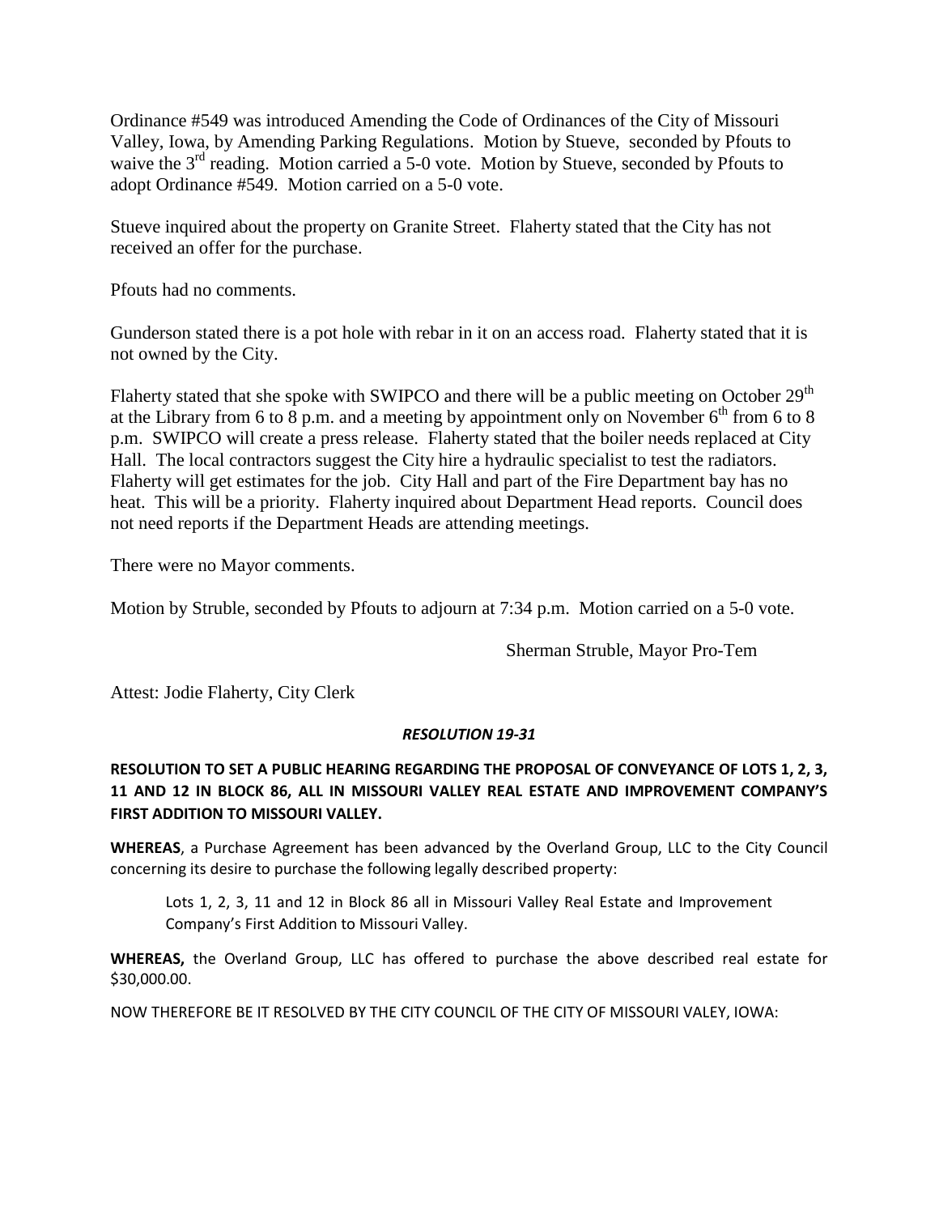Ordinance #549 was introduced Amending the Code of Ordinances of the City of Missouri Valley, Iowa, by Amending Parking Regulations. Motion by Stueve, seconded by Pfouts to waive the 3rd reading. Motion carried a 5-0 vote. Motion by Stueve, seconded by Pfouts to adopt Ordinance #549. Motion carried on a 5-0 vote.

Stueve inquired about the property on Granite Street. Flaherty stated that the City has not received an offer for the purchase.

Pfouts had no comments.

Gunderson stated there is a pot hole with rebar in it on an access road. Flaherty stated that it is not owned by the City.

Flaherty stated that she spoke with SWIPCO and there will be a public meeting on October 29th at the Library from 6 to 8 p.m. and a meeting by appointment only on November 6th from 6 to 8 p.m. SWIPCO will create a press release. Flaherty stated that the boiler needs replaced at City Hall. The local contractors suggest the City hire a hydraulic specialist to test the radiators. Flaherty will get estimates for the job. City Hall and part of the Fire Department bay has no heat. This will be a priority. Flaherty inquired about Department Head reports. Council does not need reports if the Department Heads are attending meetings.

There were no Mayor comments.

Motion by Struble, seconded by Pfouts to adjourn at 7:34 p.m. Motion carried on a 5-0 vote.

Sherman Struble, Mayor Pro-Tem

Attest: Jodie Flaherty, City Clerk

***RESOLUTION 19-31***

**RESOLUTION TO SET A PUBLIC HEARING REGARDING THE PROPOSAL OF CONVEYANCE OF LOTS 1, 2, 3, 11 AND 12 IN BLOCK 86, ALL IN MISSOURI VALLEY REAL ESTATE AND IMPROVEMENT COMPANY'S FIRST ADDITION TO MISSOURI VALLEY.**

**WHEREAS**, a Purchase Agreement has been advanced by the Overland Group, LLC to the City Council concerning its desire to purchase the following legally described property:

> Lots 1, 2, 3, 11 and 12 in Block 86 all in Missouri Valley Real Estate and Improvement Company's First Addition to Missouri Valley.

**WHEREAS,** the Overland Group, LLC has offered to purchase the above described real estate for $30,000.00.

NOW THEREFORE BE IT RESOLVED BY THE CITY COUNCIL OF THE CITY OF MISSOURI VALEY, IOWA: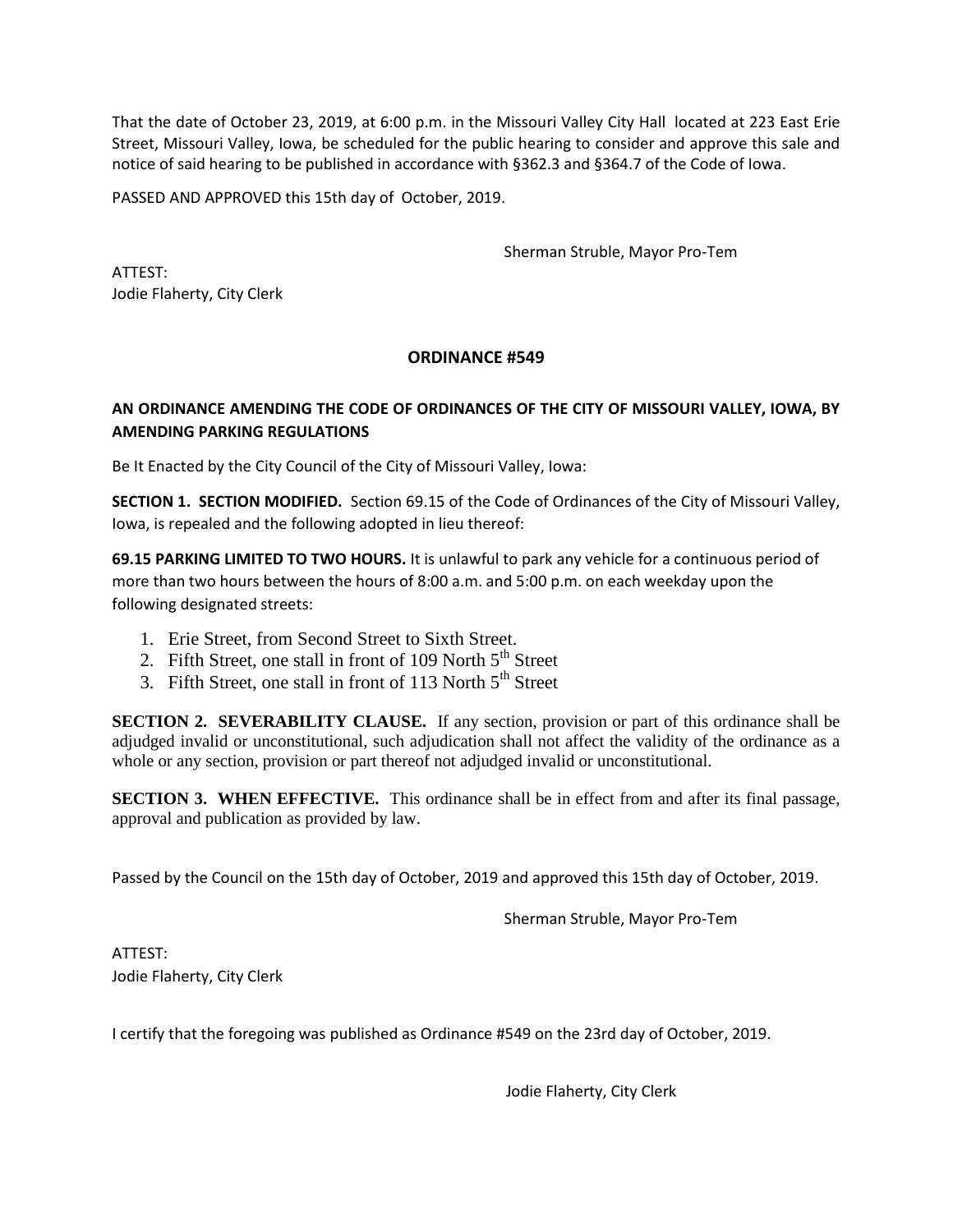That the date of October 23, 2019, at 6:00 p.m. in the Missouri Valley City Hall located at 223 East Erie Street, Missouri Valley, Iowa, be scheduled for the public hearing to consider and approve this sale and notice of said hearing to be published in accordance with §362.3 and §364.7 of the Code of Iowa.

PASSED AND APPROVED this 15th day of October, 2019.

Sherman Struble, Mayor Pro-Tem

ATTEST:
Jodie Flaherty, City Clerk

## ORDINANCE #549

### AN ORDINANCE AMENDING THE CODE OF ORDINANCES OF THE CITY OF MISSOURI VALLEY, IOWA, BY AMENDING PARKING REGULATIONS

Be It Enacted by the City Council of the City of Missouri Valley, Iowa:

**SECTION 1. SECTION MODIFIED.** Section 69.15 of the Code of Ordinances of the City of Missouri Valley, Iowa, is repealed and the following adopted in lieu thereof:

**69.15 PARKING LIMITED TO TWO HOURS.** It is unlawful to park any vehicle for a continuous period of more than two hours between the hours of 8:00 a.m. and 5:00 p.m. on each weekday upon the following designated streets:

1. Erie Street, from Second Street to Sixth Street.
2. Fifth Street, one stall in front of 109 North 5th Street
3. Fifth Street, one stall in front of 113 North 5th Street

**SECTION 2. SEVERABILITY CLAUSE.** If any section, provision or part of this ordinance shall be adjudged invalid or unconstitutional, such adjudication shall not affect the validity of the ordinance as a whole or any section, provision or part thereof not adjudged invalid or unconstitutional.

**SECTION 3. WHEN EFFECTIVE.** This ordinance shall be in effect from and after its final passage, approval and publication as provided by law.

Passed by the Council on the 15th day of October, 2019 and approved this 15th day of October, 2019.

Sherman Struble, Mayor Pro-Tem

ATTEST:
Jodie Flaherty, City Clerk

I certify that the foregoing was published as Ordinance #549 on the 23rd day of October, 2019.

Jodie Flaherty, City Clerk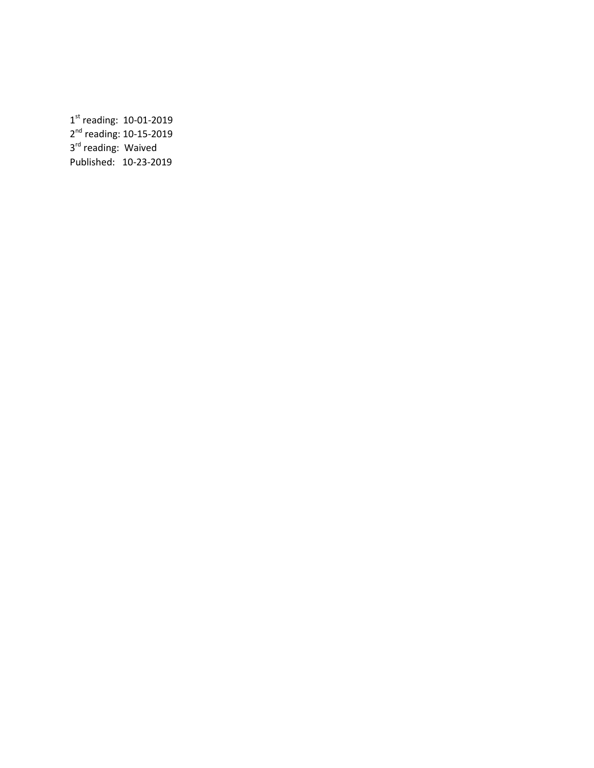1st reading: 10-01-2019
2nd reading: 10-15-2019
3rd reading: Waived
Published: 10-23-2019